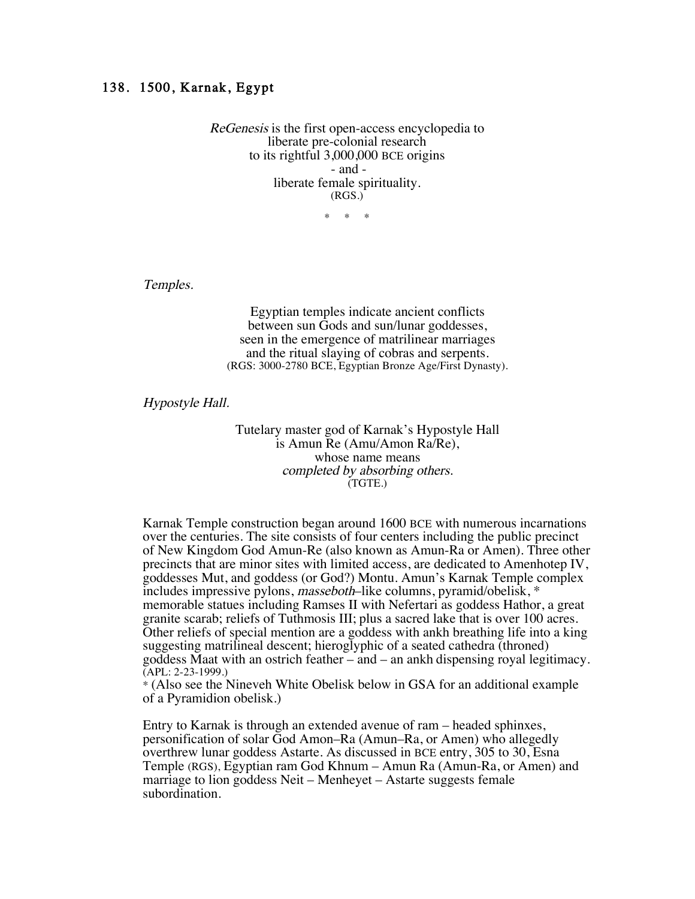## 138. 1500, Karnak, Egypt

*ReGenesis* is the first open-access encyclopedia to
liberate pre-colonial research
to its rightful 3,000,000 BCE origins
- and -
liberate female spirituality.
(RGS.)

\*   \*   \*

*Temples.*

Egyptian temples indicate ancient conflicts
between sun Gods and sun/lunar goddesses,
seen in the emergence of matrilinear marriages
and the ritual slaying of cobras and serpents.
(RGS: 3000-2780 BCE, Egyptian Bronze Age/First Dynasty).

*Hypostyle Hall.*

Tutelary master god of Karnak's Hypostyle Hall
is Amun Re (Amu/Amon Ra/Re),
whose name means
*completed by absorbing others.*
(TGTE.)

Karnak Temple construction began around 1600 BCE with numerous incarnations over the centuries. The site consists of four centers including the public precinct of New Kingdom God Amun-Re (also known as Amun-Ra or Amen). Three other precincts that are minor sites with limited access, are dedicated to Amenhotep IV, goddesses Mut, and goddess (or God?) Montu. Amun's Karnak Temple complex includes impressive pylons, *masseboth*–like columns, pyramid/obelisk, \* memorable statues including Ramses II with Nefertari as goddess Hathor, a great granite scarab; reliefs of Tuthmosis III; plus a sacred lake that is over 100 acres. Other reliefs of special mention are a goddess with ankh breathing life into a king suggesting matrilineal descent; hieroglyphic of a seated cathedra (throned) goddess Maat with an ostrich feather – and – an ankh dispensing royal legitimacy. (APL: 2-23-1999.)
\* (Also see the Nineveh White Obelisk below in GSA for an additional example of a Pyramidion obelisk.)

Entry to Karnak is through an extended avenue of ram – headed sphinxes, personification of solar God Amon–Ra (Amun–Ra, or Amen) who allegedly overthrew lunar goddess Astarte. As discussed in BCE entry, 305 to 30, Esna Temple (RGS), Egyptian ram God Khnum – Amun Ra (Amun-Ra, or Amen) and marriage to lion goddess Neit – Menheyet – Astarte suggests female subordination.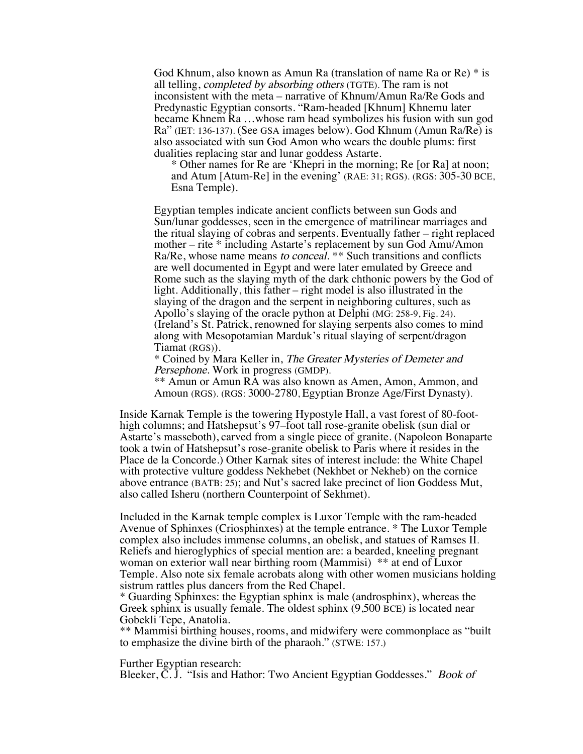God Khnum, also known as Amun Ra (translation of name Ra or Re) * is all telling, *completed by absorbing others* (TGTE). The ram is not inconsistent with the meta – narrative of Khnum/Amun Ra/Re Gods and Predynastic Egyptian consorts. "Ram-headed [Khnum] Khnemu later became Khnem Ra …whose ram head symbolizes his fusion with sun god Ra" (IET: 136-137). (See GSA images below). God Khnum (Amun Ra/Re) is also associated with sun God Amon who wears the double plums: first dualities replacing star and lunar goddess Astarte.

\* Other names for Re are 'Khepri in the morning; Re [or Ra] at noon; and Atum [Atum-Re] in the evening' (RAE: 31; RGS). (RGS: 305-30 BCE, Esna Temple).

Egyptian temples indicate ancient conflicts between sun Gods and Sun/lunar goddesses, seen in the emergence of matrilinear marriages and the ritual slaying of cobras and serpents. Eventually father – right replaced mother – rite * including Astarte's replacement by sun God Amu/Amon Ra/Re, whose name means *to conceal*. ** Such transitions and conflicts are well documented in Egypt and were later emulated by Greece and Rome such as the slaying myth of the dark chthonic powers by the God of light. Additionally, this father – right model is also illustrated in the slaying of the dragon and the serpent in neighboring cultures, such as Apollo's slaying of the oracle python at Delphi (MG: 258-9, Fig. 24). (Ireland's St. Patrick, renowned for slaying serpents also comes to mind along with Mesopotamian Marduk's ritual slaying of serpent/dragon Tiamat (RGS)).

\* Coined by Mara Keller in, *The Greater Mysteries of Demeter and Persephone*. Work in progress (GMDP).

\*\* Amun or Amun RA was also known as Amen, Amon, Ammon, and Amoun (RGS). (RGS: 3000-2780, Egyptian Bronze Age/First Dynasty).

Inside Karnak Temple is the towering Hypostyle Hall, a vast forest of 80-foot-high columns; and Hatshepsut's 97–foot tall rose-granite obelisk (sun dial or Astarte's masseboth), carved from a single piece of granite. (Napoleon Bonaparte took a twin of Hatshepsut's rose-granite obelisk to Paris where it resides in the Place de la Concorde.) Other Karnak sites of interest include: the White Chapel with protective vulture goddess Nekhebet (Nekhbet or Nekheb) on the cornice above entrance (BATB: 25); and Nut's sacred lake precinct of lion Goddess Mut, also called Isheru (northern Counterpoint of Sekhmet).

Included in the Karnak temple complex is Luxor Temple with the ram-headed Avenue of Sphinxes (Criosphinxes) at the temple entrance. * The Luxor Temple complex also includes immense columns, an obelisk, and statues of Ramses II. Reliefs and hieroglyphics of special mention are: a bearded, kneeling pregnant woman on exterior wall near birthing room (Mammisi) ** at end of Luxor Temple. Also note six female acrobats along with other women musicians holding sistrum rattles plus dancers from the Red Chapel.

\* Guarding Sphinxes: the Egyptian sphinx is male (androsphinx), whereas the Greek sphinx is usually female. The oldest sphinx (9,500 BCE) is located near Gobekli Tepe, Anatolia.

\*\* Mammisi birthing houses, rooms, and midwifery were commonplace as "built to emphasize the divine birth of the pharaoh." (STWE: 157.)

Further Egyptian research:

Bleeker, C. J. "Isis and Hathor: Two Ancient Egyptian Goddesses." *Book of*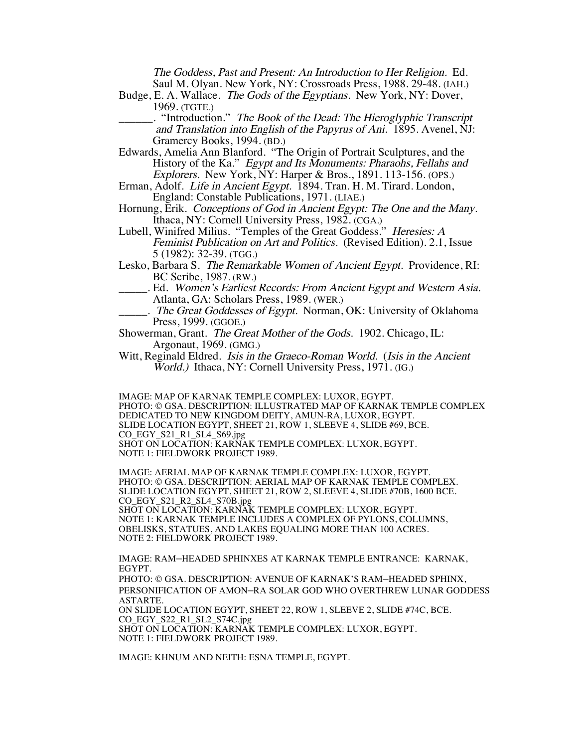*The Goddess, Past and Present: An Introduction to Her Religion.* Ed. Saul M. Olyan. New York, NY: Crossroads Press, 1988. 29-48. (IAH.)

Budge, E. A. Wallace. *The Gods of the Egyptians.* New York, NY: Dover, 1969. (TGTE.)

______. "Introduction." *The Book of the Dead: The Hieroglyphic Transcript and Translation into English of the Papyrus of Ani.* 1895. Avenel, NJ: Gramercy Books, 1994. (BD.)

Edwards, Amelia Ann Blanford. "The Origin of Portrait Sculptures, and the History of the Ka." *Egypt and Its Monuments: Pharaohs, Fellahs and Explorers.* New York, NY: Harper & Bros., 1891. 113-156. (OPS.)

Erman, Adolf. *Life in Ancient Egypt.* 1894. Tran. H. M. Tirard. London, England: Constable Publications, 1971. (LIAE.)

Hornung, Erik. *Conceptions of God in Ancient Egypt: The One and the Many.* Ithaca, NY: Cornell University Press, 1982. (CGA.)

Lubell, Winifred Milius. "Temples of the Great Goddess." *Heresies: A Feminist Publication on Art and Politics.* (Revised Edition). 2.1, Issue 5 (1982): 32-39. (TGG.)

Lesko, Barbara S. *The Remarkable Women of Ancient Egypt.* Providence, RI: BC Scribe, 1987. (RW.)

_____. Ed. *Women's Earliest Records: From Ancient Egypt and Western Asia.* Atlanta, GA: Scholars Press, 1989. (WER.)

_____. *The Great Goddesses of Egypt.* Norman, OK: University of Oklahoma Press, 1999. (GGOE.)

Showerman, Grant. *The Great Mother of the Gods.* 1902. Chicago, IL: Argonaut, 1969. (GMG.)

Witt, Reginald Eldred. *Isis in the Graeco-Roman World.* (*Isis in the Ancient World.)* Ithaca, NY: Cornell University Press, 1971. (IG.)

IMAGE: MAP OF KARNAK TEMPLE COMPLEX: LUXOR, EGYPT.
PHOTO: © GSA. DESCRIPTION: ILLUSTRATED MAP OF KARNAK TEMPLE COMPLEX DEDICATED TO NEW KINGDOM DEITY, AMUN-RA, LUXOR, EGYPT.
SLIDE LOCATION EGYPT, SHEET 21, ROW 1, SLEEVE 4, SLIDE #69, BCE.
CO_EGY_S21_R1_SL4_S69.jpg
SHOT ON LOCATION: KARNAK TEMPLE COMPLEX: LUXOR, EGYPT.
NOTE 1: FIELDWORK PROJECT 1989.

IMAGE: AERIAL MAP OF KARNAK TEMPLE COMPLEX: LUXOR, EGYPT.
PHOTO: © GSA. DESCRIPTION: AERIAL MAP OF KARNAK TEMPLE COMPLEX.
SLIDE LOCATION EGYPT, SHEET 21, ROW 2, SLEEVE 4, SLIDE #70B, 1600 BCE.
CO_EGY_S21_R2_SL4_S70B.jpg
SHOT ON LOCATION: KARNAK TEMPLE COMPLEX: LUXOR, EGYPT.
NOTE 1: KARNAK TEMPLE INCLUDES A COMPLEX OF PYLONS, COLUMNS, OBELISKS, STATUES, AND LAKES EQUALING MORE THAN 100 ACRES.
NOTE 2: FIELDWORK PROJECT 1989.

IMAGE: RAM–HEADED SPHINXES AT KARNAK TEMPLE ENTRANCE: KARNAK, EGYPT.
PHOTO: © GSA. DESCRIPTION: AVENUE OF KARNAK'S RAM–HEADED SPHINX, PERSONIFICATION OF AMON–RA SOLAR GOD WHO OVERTHREW LUNAR GODDESS ASTARTE.
ON SLIDE LOCATION EGYPT, SHEET 22, ROW 1, SLEEVE 2, SLIDE #74C, BCE.
CO_EGY_S22_R1_SL2_S74C.jpg
SHOT ON LOCATION: KARNAK TEMPLE COMPLEX: LUXOR, EGYPT.
NOTE 1: FIELDWORK PROJECT 1989.

IMAGE: KHNUM AND NEITH: ESNA TEMPLE, EGYPT.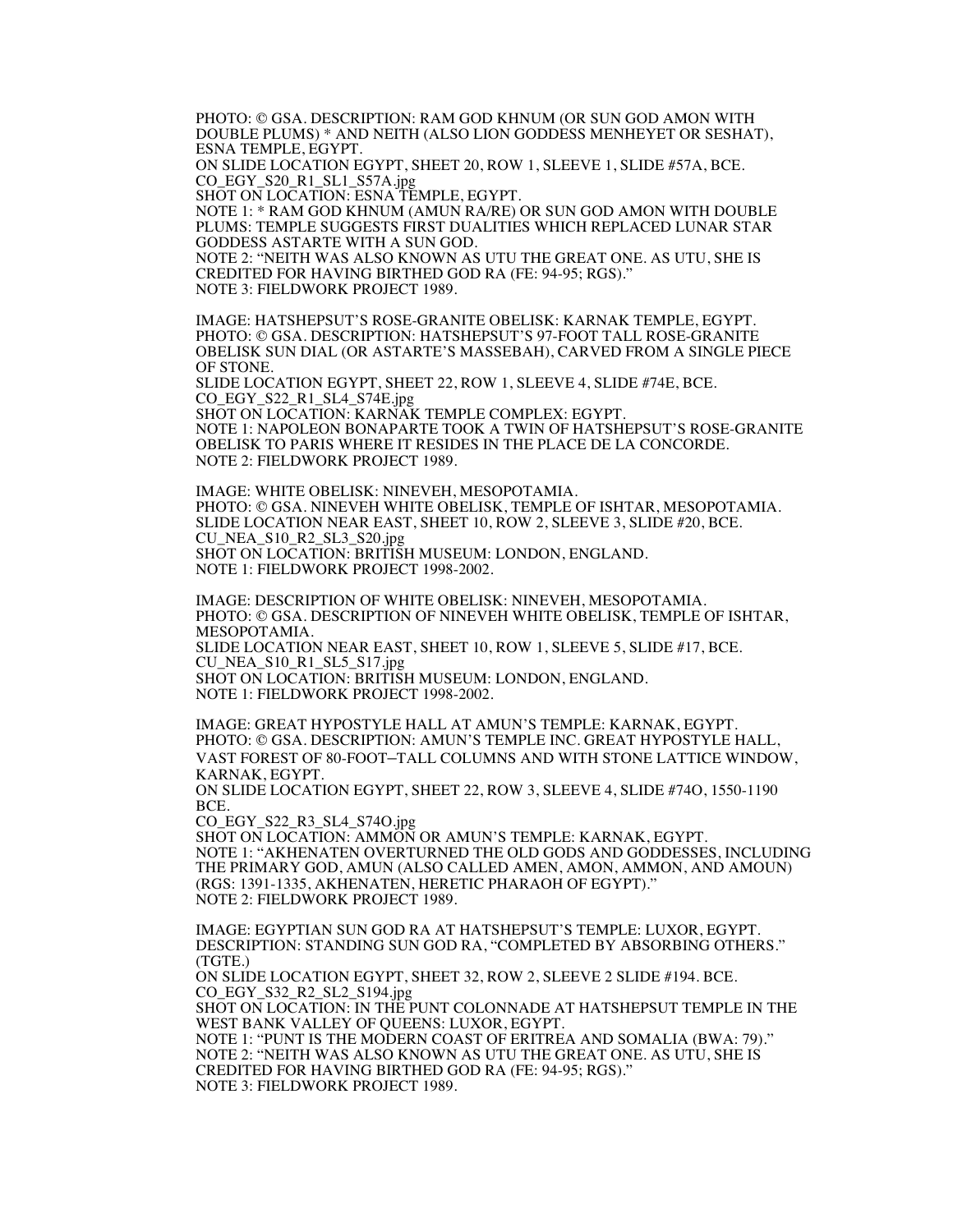PHOTO: © GSA. DESCRIPTION: RAM GOD KHNUM (OR SUN GOD AMON WITH DOUBLE PLUMS) * AND NEITH (ALSO LION GODDESS MENHEYET OR SESHAT), ESNA TEMPLE, EGYPT.
ON SLIDE LOCATION EGYPT, SHEET 20, ROW 1, SLEEVE 1, SLIDE #57A, BCE.
CO_EGY_S20_R1_SL1_S57A.jpg
SHOT ON LOCATION: ESNA TEMPLE, EGYPT.
NOTE 1: * RAM GOD KHNUM (AMUN RA/RE) OR SUN GOD AMON WITH DOUBLE PLUMS: TEMPLE SUGGESTS FIRST DUALITIES WHICH REPLACED LUNAR STAR GODDESS ASTARTE WITH A SUN GOD.
NOTE 2: "NEITH WAS ALSO KNOWN AS UTU THE GREAT ONE. AS UTU, SHE IS CREDITED FOR HAVING BIRTHED GOD RA (FE: 94-95; RGS)."
NOTE 3: FIELDWORK PROJECT 1989.

IMAGE: HATSHEPSUT'S ROSE-GRANITE OBELISK: KARNAK TEMPLE, EGYPT.
PHOTO: © GSA. DESCRIPTION: HATSHEPSUT'S 97-FOOT TALL ROSE-GRANITE OBELISK SUN DIAL (OR ASTARTE'S MASSEBAH), CARVED FROM A SINGLE PIECE OF STONE.
SLIDE LOCATION EGYPT, SHEET 22, ROW 1, SLEEVE 4, SLIDE #74E, BCE.
CO_EGY_S22_R1_SL4_S74E.jpg
SHOT ON LOCATION: KARNAK TEMPLE COMPLEX: EGYPT.
NOTE 1: NAPOLEON BONAPARTE TOOK A TWIN OF HATSHEPSUT'S ROSE-GRANITE OBELISK TO PARIS WHERE IT RESIDES IN THE PLACE DE LA CONCORDE.
NOTE 2: FIELDWORK PROJECT 1989.

IMAGE: WHITE OBELISK: NINEVEH, MESOPOTAMIA.
PHOTO: © GSA. NINEVEH WHITE OBELISK, TEMPLE OF ISHTAR, MESOPOTAMIA.
SLIDE LOCATION NEAR EAST, SHEET 10, ROW 2, SLEEVE 3, SLIDE #20, BCE.
CU_NEA_S10_R2_SL3_S20.jpg
SHOT ON LOCATION: BRITISH MUSEUM: LONDON, ENGLAND.
NOTE 1: FIELDWORK PROJECT 1998-2002.

IMAGE: DESCRIPTION OF WHITE OBELISK: NINEVEH, MESOPOTAMIA.
PHOTO: © GSA. DESCRIPTION OF NINEVEH WHITE OBELISK, TEMPLE OF ISHTAR, MESOPOTAMIA.
SLIDE LOCATION NEAR EAST, SHEET 10, ROW 1, SLEEVE 5, SLIDE #17, BCE.
CU_NEA_S10_R1_SL5_S17.jpg
SHOT ON LOCATION: BRITISH MUSEUM: LONDON, ENGLAND.
NOTE 1: FIELDWORK PROJECT 1998-2002.

IMAGE: GREAT HYPOSTYLE HALL AT AMUN'S TEMPLE: KARNAK, EGYPT.
PHOTO: © GSA. DESCRIPTION: AMUN'S TEMPLE INC. GREAT HYPOSTYLE HALL, VAST FOREST OF 80-FOOT–TALL COLUMNS AND WITH STONE LATTICE WINDOW, KARNAK, EGYPT.
ON SLIDE LOCATION EGYPT, SHEET 22, ROW 3, SLEEVE 4, SLIDE #74O, 1550-1190 BCE.
CO_EGY_S22_R3_SL4_S74O.jpg
SHOT ON LOCATION: AMMON OR AMUN'S TEMPLE: KARNAK, EGYPT.
NOTE 1: "AKHENATEN OVERTURNED THE OLD GODS AND GODDESSES, INCLUDING THE PRIMARY GOD, AMUN (ALSO CALLED AMEN, AMON, AMMON, AND AMOUN) (RGS: 1391-1335, AKHENATEN, HERETIC PHARAOH OF EGYPT)."
NOTE 2: FIELDWORK PROJECT 1989.

IMAGE: EGYPTIAN SUN GOD RA AT HATSHEPSUT'S TEMPLE: LUXOR, EGYPT.
DESCRIPTION: STANDING SUN GOD RA, "COMPLETED BY ABSORBING OTHERS." (TGTE.)
ON SLIDE LOCATION EGYPT, SHEET 32, ROW 2, SLEEVE 2 SLIDE #194. BCE.
CO_EGY_S32_R2_SL2_S194.jpg
SHOT ON LOCATION: IN THE PUNT COLONNADE AT HATSHEPSUT TEMPLE IN THE WEST BANK VALLEY OF QUEENS: LUXOR, EGYPT.
NOTE 1: "PUNT IS THE MODERN COAST OF ERITREA AND SOMALIA (BWA: 79)."
NOTE 2: "NEITH WAS ALSO KNOWN AS UTU THE GREAT ONE. AS UTU, SHE IS CREDITED FOR HAVING BIRTHED GOD RA (FE: 94-95; RGS)."
NOTE 3: FIELDWORK PROJECT 1989.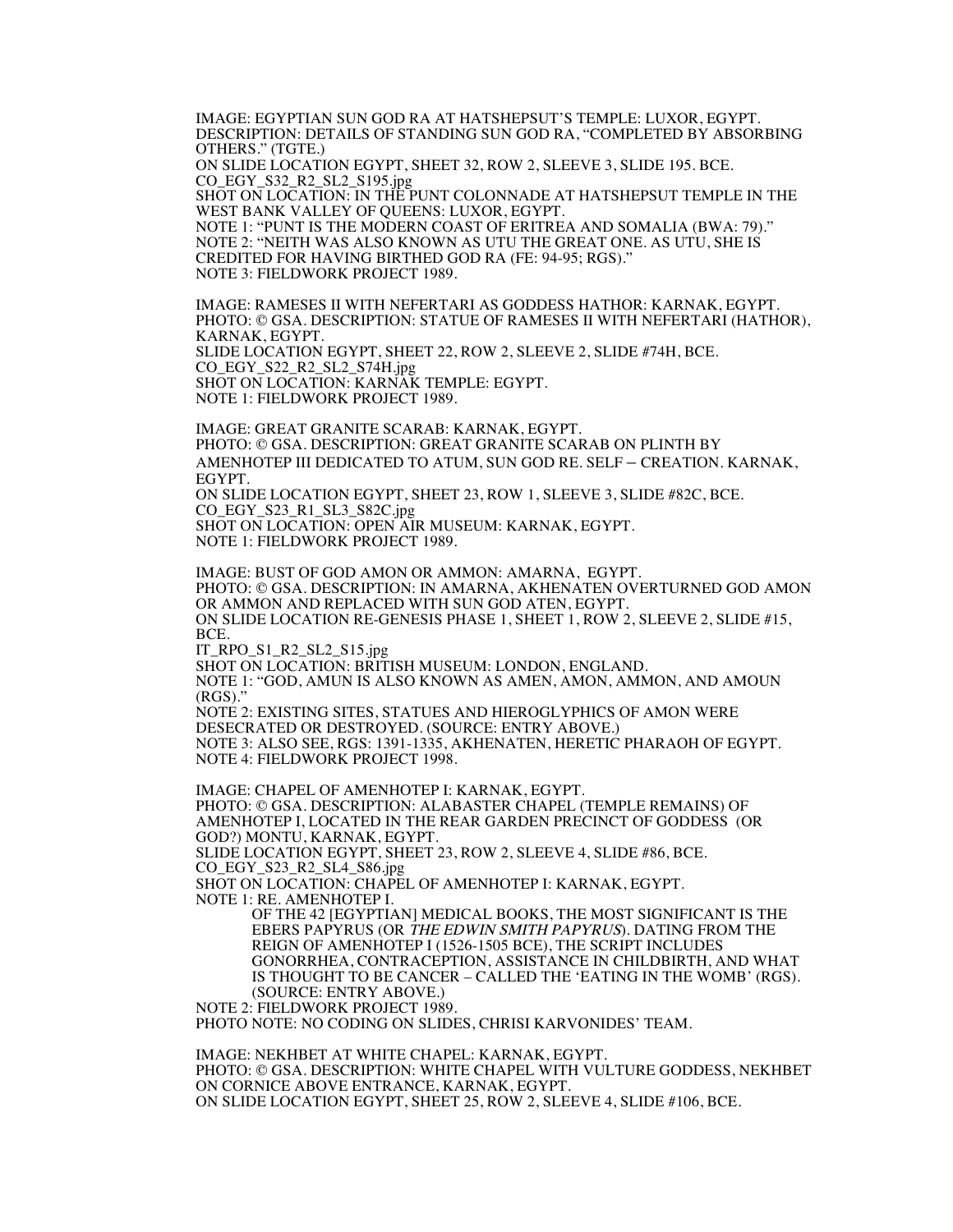IMAGE: EGYPTIAN SUN GOD RA AT HATSHEPSUT'S TEMPLE: LUXOR, EGYPT.
DESCRIPTION: DETAILS OF STANDING SUN GOD RA, "COMPLETED BY ABSORBING OTHERS." (TGTE.)
ON SLIDE LOCATION EGYPT, SHEET 32, ROW 2, SLEEVE 3, SLIDE 195. BCE.
CO_EGY_S32_R2_SL2_S195.jpg
SHOT ON LOCATION: IN THE PUNT COLONNADE AT HATSHEPSUT TEMPLE IN THE WEST BANK VALLEY OF QUEENS: LUXOR, EGYPT.
NOTE 1: "PUNT IS THE MODERN COAST OF ERITREA AND SOMALIA (BWA: 79)."
NOTE 2: "NEITH WAS ALSO KNOWN AS UTU THE GREAT ONE. AS UTU, SHE IS CREDITED FOR HAVING BIRTHED GOD RA (FE: 94-95; RGS)."
NOTE 3: FIELDWORK PROJECT 1989.

IMAGE: RAMESES II WITH NEFERTARI AS GODDESS HATHOR: KARNAK, EGYPT.
PHOTO: © GSA. DESCRIPTION: STATUE OF RAMESES II WITH NEFERTARI (HATHOR), KARNAK, EGYPT.
SLIDE LOCATION EGYPT, SHEET 22, ROW 2, SLEEVE 2, SLIDE #74H, BCE.
CO_EGY_S22_R2_SL2_S74H.jpg
SHOT ON LOCATION: KARNAK TEMPLE: EGYPT.
NOTE 1: FIELDWORK PROJECT 1989.

IMAGE: GREAT GRANITE SCARAB: KARNAK, EGYPT.
PHOTO: © GSA. DESCRIPTION: GREAT GRANITE SCARAB ON PLINTH BY AMENHOTEP III DEDICATED TO ATUM, SUN GOD RE. SELF – CREATION. KARNAK, EGYPT.
ON SLIDE LOCATION EGYPT, SHEET 23, ROW 1, SLEEVE 3, SLIDE #82C, BCE.
CO_EGY_S23_R1_SL3_S82C.jpg
SHOT ON LOCATION: OPEN AIR MUSEUM: KARNAK, EGYPT.
NOTE 1: FIELDWORK PROJECT 1989.

IMAGE: BUST OF GOD AMON OR AMMON: AMARNA, EGYPT.
PHOTO: © GSA. DESCRIPTION: IN AMARNA, AKHENATEN OVERTURNED GOD AMON OR AMMON AND REPLACED WITH SUN GOD ATEN, EGYPT.
ON SLIDE LOCATION RE-GENESIS PHASE 1, SHEET 1, ROW 2, SLEEVE 2, SLIDE #15, BCE.
IT_RPO_S1_R2_SL2_S15.jpg
SHOT ON LOCATION: BRITISH MUSEUM: LONDON, ENGLAND.
NOTE 1: "GOD, AMUN IS ALSO KNOWN AS AMEN, AMON, AMMON, AND AMOUN (RGS)."
NOTE 2: EXISTING SITES, STATUES AND HIEROGLYPHICS OF AMON WERE DESECRATED OR DESTROYED. (SOURCE: ENTRY ABOVE.)
NOTE 3: ALSO SEE, RGS: 1391-1335, AKHENATEN, HERETIC PHARAOH OF EGYPT.
NOTE 4: FIELDWORK PROJECT 1998.

IMAGE: CHAPEL OF AMENHOTEP I: KARNAK, EGYPT.
PHOTO: © GSA. DESCRIPTION: ALABASTER CHAPEL (TEMPLE REMAINS) OF AMENHOTEP I, LOCATED IN THE REAR GARDEN PRECINCT OF GODDESS (OR GOD?) MONTU, KARNAK, EGYPT.
SLIDE LOCATION EGYPT, SHEET 23, ROW 2, SLEEVE 4, SLIDE #86, BCE.
CO_EGY_S23_R2_SL4_S86.jpg
SHOT ON LOCATION: CHAPEL OF AMENHOTEP I: KARNAK, EGYPT.
NOTE 1: RE. AMENHOTEP I.

> OF THE 42 [EGYPTIAN] MEDICAL BOOKS, THE MOST SIGNIFICANT IS THE EBERS PAPYRUS (OR *THE EDWIN SMITH PAPYRUS*). DATING FROM THE REIGN OF AMENHOTEP I (1526-1505 BCE), THE SCRIPT INCLUDES GONORRHEA, CONTRACEPTION, ASSISTANCE IN CHILDBIRTH, AND WHAT IS THOUGHT TO BE CANCER – CALLED THE 'EATING IN THE WOMB' (RGS). (SOURCE: ENTRY ABOVE.)

NOTE 2: FIELDWORK PROJECT 1989.
PHOTO NOTE: NO CODING ON SLIDES, CHRISI KARVONIDES' TEAM.

IMAGE: NEKHBET AT WHITE CHAPEL: KARNAK, EGYPT.
PHOTO: © GSA. DESCRIPTION: WHITE CHAPEL WITH VULTURE GODDESS, NEKHBET ON CORNICE ABOVE ENTRANCE, KARNAK, EGYPT.
ON SLIDE LOCATION EGYPT, SHEET 25, ROW 2, SLEEVE 4, SLIDE #106, BCE.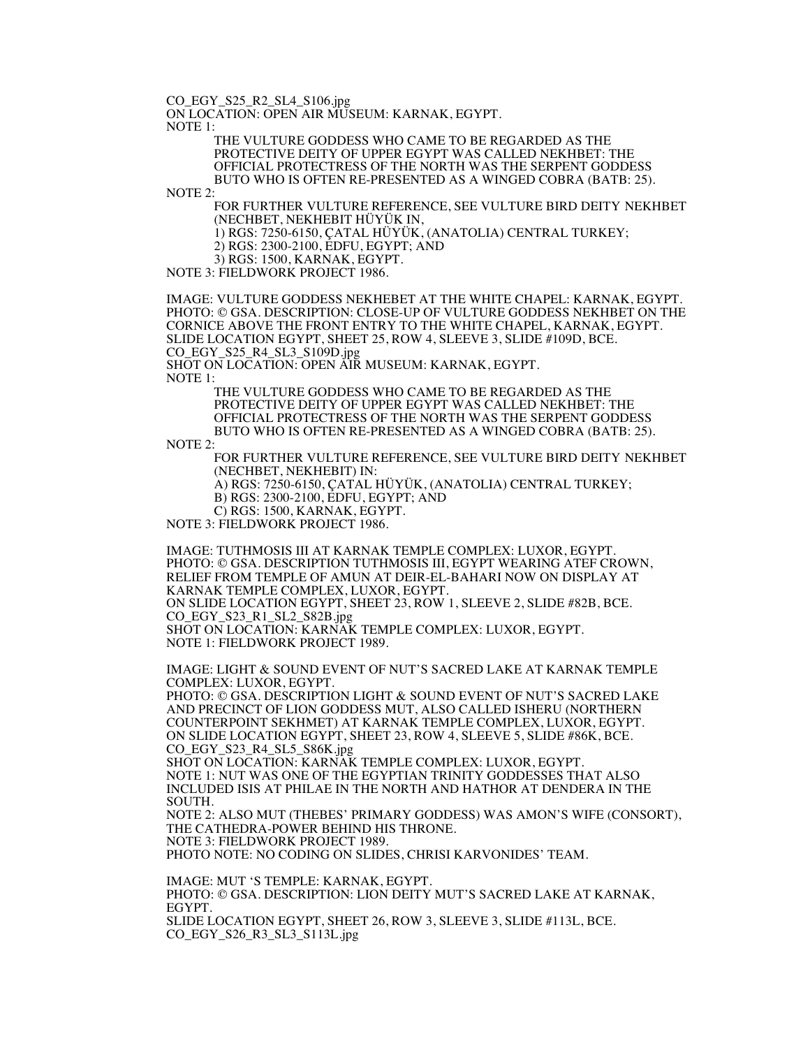CO_EGY_S25_R2_SL4_S106.jpg
ON LOCATION: OPEN AIR MUSEUM: KARNAK, EGYPT.
NOTE 1:

THE VULTURE GODDESS WHO CAME TO BE REGARDED AS THE PROTECTIVE DEITY OF UPPER EGYPT WAS CALLED NEKHBET: THE OFFICIAL PROTECTRESS OF THE NORTH WAS THE SERPENT GODDESS BUTO WHO IS OFTEN RE-PRESENTED AS A WINGED COBRA (BATB: 25).

NOTE 2:

FOR FURTHER VULTURE REFERENCE, SEE VULTURE BIRD DEITY NEKHBET (NECHBET, NEKHEBIT HÜYÜK IN,
1) RGS: 7250-6150, ÇATAL HÜYÜK, (ANATOLIA) CENTRAL TURKEY;
2) RGS: 2300-2100, EDFU, EGYPT; AND
3) RGS: 1500, KARNAK, EGYPT.

NOTE 3: FIELDWORK PROJECT 1986.

IMAGE: VULTURE GODDESS NEKHEBET AT THE WHITE CHAPEL: KARNAK, EGYPT.
PHOTO: © GSA. DESCRIPTION: CLOSE-UP OF VULTURE GODDESS NEKHBET ON THE CORNICE ABOVE THE FRONT ENTRY TO THE WHITE CHAPEL, KARNAK, EGYPT.
SLIDE LOCATION EGYPT, SHEET 25, ROW 4, SLEEVE 3, SLIDE #109D, BCE.
CO_EGY_S25_R4_SL3_S109D.jpg
SHOT ON LOCATION: OPEN AIR MUSEUM: KARNAK, EGYPT.
NOTE 1:

THE VULTURE GODDESS WHO CAME TO BE REGARDED AS THE PROTECTIVE DEITY OF UPPER EGYPT WAS CALLED NEKHBET: THE OFFICIAL PROTECTRESS OF THE NORTH WAS THE SERPENT GODDESS BUTO WHO IS OFTEN RE-PRESENTED AS A WINGED COBRA (BATB: 25).

NOTE 2:

FOR FURTHER VULTURE REFERENCE, SEE VULTURE BIRD DEITY NEKHBET (NECHBET, NEKHEBIT) IN:
A) RGS: 7250-6150, ÇATAL HÜYÜK, (ANATOLIA) CENTRAL TURKEY;
B) RGS: 2300-2100, EDFU, EGYPT; AND
C) RGS: 1500, KARNAK, EGYPT.

NOTE 3: FIELDWORK PROJECT 1986.

IMAGE: TUTHMOSIS III AT KARNAK TEMPLE COMPLEX: LUXOR, EGYPT.
PHOTO: © GSA. DESCRIPTION TUTHMOSIS III, EGYPT WEARING ATEF CROWN, RELIEF FROM TEMPLE OF AMUN AT DEIR-EL-BAHARI NOW ON DISPLAY AT KARNAK TEMPLE COMPLEX, LUXOR, EGYPT.
ON SLIDE LOCATION EGYPT, SHEET 23, ROW 1, SLEEVE 2, SLIDE #82B, BCE.
CO_EGY_S23_R1_SL2_S82B.jpg
SHOT ON LOCATION: KARNAK TEMPLE COMPLEX: LUXOR, EGYPT.
NOTE 1: FIELDWORK PROJECT 1989.

IMAGE: LIGHT & SOUND EVENT OF NUT'S SACRED LAKE AT KARNAK TEMPLE COMPLEX: LUXOR, EGYPT.
PHOTO: © GSA. DESCRIPTION LIGHT & SOUND EVENT OF NUT'S SACRED LAKE AND PRECINCT OF LION GODDESS MUT, ALSO CALLED ISHERU (NORTHERN COUNTERPOINT SEKHMET) AT KARNAK TEMPLE COMPLEX, LUXOR, EGYPT.
ON SLIDE LOCATION EGYPT, SHEET 23, ROW 4, SLEEVE 5, SLIDE #86K, BCE.
CO_EGY_S23_R4_SL5_S86K.jpg
SHOT ON LOCATION: KARNAK TEMPLE COMPLEX: LUXOR, EGYPT.
NOTE 1: NUT WAS ONE OF THE EGYPTIAN TRINITY GODDESSES THAT ALSO INCLUDED ISIS AT PHILAE IN THE NORTH AND HATHOR AT DENDERA IN THE SOUTH.
NOTE 2: ALSO MUT (THEBES' PRIMARY GODDESS) WAS AMON'S WIFE (CONSORT), THE CATHEDRA-POWER BEHIND HIS THRONE.
NOTE 3: FIELDWORK PROJECT 1989.
PHOTO NOTE: NO CODING ON SLIDES, CHRISI KARVONIDES' TEAM.

IMAGE: MUT 'S TEMPLE: KARNAK, EGYPT.
PHOTO: © GSA. DESCRIPTION: LION DEITY MUT'S SACRED LAKE AT KARNAK, EGYPT.
SLIDE LOCATION EGYPT, SHEET 26, ROW 3, SLEEVE 3, SLIDE #113L, BCE.
CO_EGY_S26_R3_SL3_S113L.jpg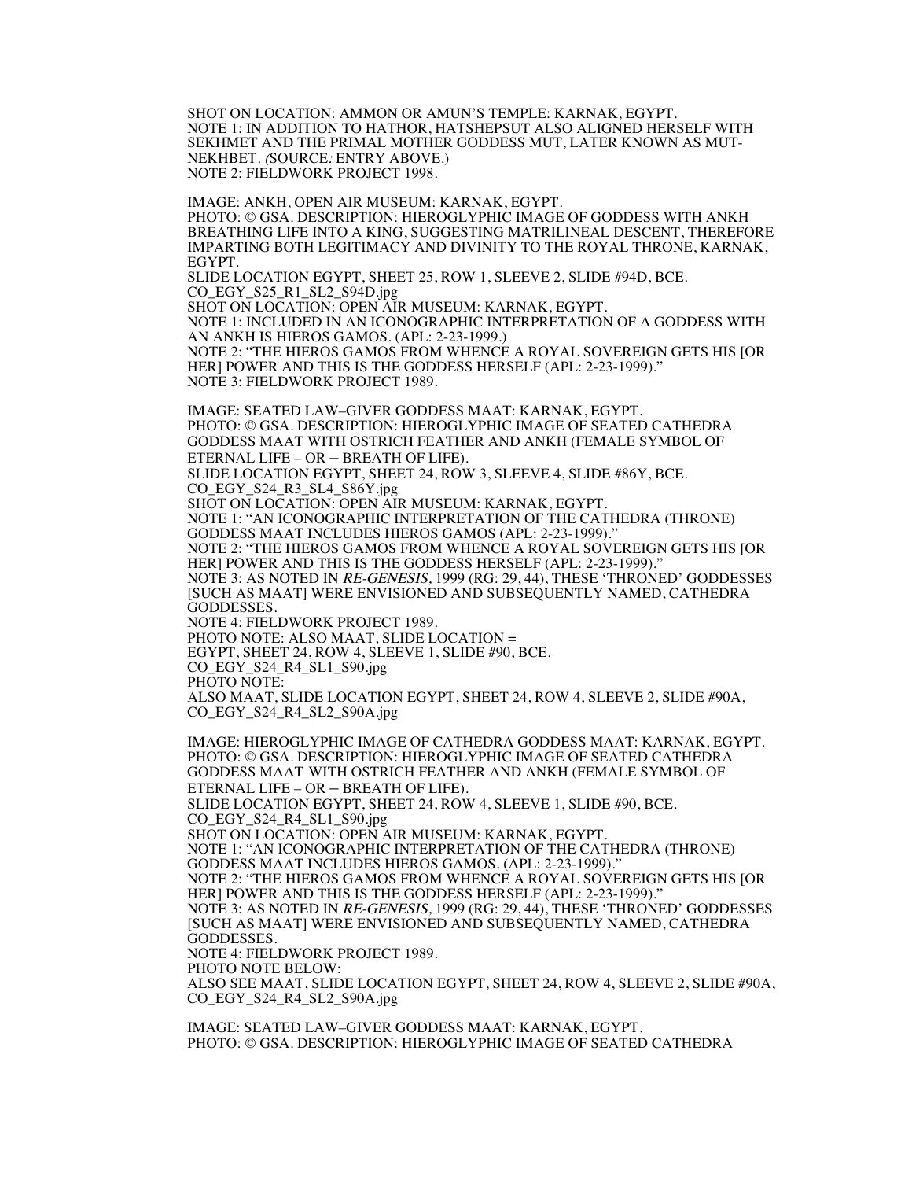SHOT ON LOCATION: AMMON OR AMUN'S TEMPLE: KARNAK, EGYPT.
NOTE 1: IN ADDITION TO HATHOR, HATSHEPSUT ALSO ALIGNED HERSELF WITH SEKHMET AND THE PRIMAL MOTHER GODDESS MUT, LATER KNOWN AS MUT-NEKHBET. *(*SOURCE*:* ENTRY ABOVE.)
NOTE 2: FIELDWORK PROJECT 1998.

IMAGE: ANKH, OPEN AIR MUSEUM: KARNAK, EGYPT.
PHOTO: © GSA. DESCRIPTION: HIEROGLYPHIC IMAGE OF GODDESS WITH ANKH BREATHING LIFE INTO A KING, SUGGESTING MATRILINEAL DESCENT, THEREFORE IMPARTING BOTH LEGITIMACY AND DIVINITY TO THE ROYAL THRONE, KARNAK, EGYPT.
SLIDE LOCATION EGYPT, SHEET 25, ROW 1, SLEEVE 2, SLIDE #94D, BCE.
CO_EGY_S25_R1_SL2_S94D.jpg
SHOT ON LOCATION: OPEN AIR MUSEUM: KARNAK, EGYPT.
NOTE 1: INCLUDED IN AN ICONOGRAPHIC INTERPRETATION OF A GODDESS WITH AN ANKH IS HIEROS GAMOS. (APL: 2-23-1999.)
NOTE 2: "THE HIEROS GAMOS FROM WHENCE A ROYAL SOVEREIGN GETS HIS [OR HER] POWER AND THIS IS THE GODDESS HERSELF (APL: 2-23-1999)."
NOTE 3: FIELDWORK PROJECT 1989.

IMAGE: SEATED LAW–GIVER GODDESS MAAT: KARNAK, EGYPT.
PHOTO: © GSA. DESCRIPTION: HIEROGLYPHIC IMAGE OF SEATED CATHEDRA GODDESS MAAT WITH OSTRICH FEATHER AND ANKH (FEMALE SYMBOL OF ETERNAL LIFE – OR – BREATH OF LIFE).
SLIDE LOCATION EGYPT, SHEET 24, ROW 3, SLEEVE 4, SLIDE #86Y, BCE.
CO_EGY_S24_R3_SL4_S86Y.jpg
SHOT ON LOCATION: OPEN AIR MUSEUM: KARNAK, EGYPT.
NOTE 1: "AN ICONOGRAPHIC INTERPRETATION OF THE CATHEDRA (THRONE) GODDESS MAAT INCLUDES HIEROS GAMOS (APL: 2-23-1999)."
NOTE 2: "THE HIEROS GAMOS FROM WHENCE A ROYAL SOVEREIGN GETS HIS [OR HER] POWER AND THIS IS THE GODDESS HERSELF (APL: 2-23-1999)."
NOTE 3: AS NOTED IN *RE-GENESIS*, 1999 (RG: 29, 44), THESE 'THRONED' GODDESSES [SUCH AS MAAT] WERE ENVISIONED AND SUBSEQUENTLY NAMED, CATHEDRA GODDESSES.
NOTE 4: FIELDWORK PROJECT 1989.
PHOTO NOTE: ALSO MAAT, SLIDE LOCATION =
EGYPT, SHEET 24, ROW 4, SLEEVE 1, SLIDE #90, BCE.
CO_EGY_S24_R4_SL1_S90.jpg
PHOTO NOTE:
ALSO MAAT, SLIDE LOCATION EGYPT, SHEET 24, ROW 4, SLEEVE 2, SLIDE #90A,
CO_EGY_S24_R4_SL2_S90A.jpg

IMAGE: HIEROGLYPHIC IMAGE OF CATHEDRA GODDESS MAAT: KARNAK, EGYPT.
PHOTO: © GSA. DESCRIPTION: HIEROGLYPHIC IMAGE OF SEATED CATHEDRA GODDESS MAAT WITH OSTRICH FEATHER AND ANKH (FEMALE SYMBOL OF ETERNAL LIFE – OR – BREATH OF LIFE).
SLIDE LOCATION EGYPT, SHEET 24, ROW 4, SLEEVE 1, SLIDE #90, BCE.
CO_EGY_S24_R4_SL1_S90.jpg
SHOT ON LOCATION: OPEN AIR MUSEUM: KARNAK, EGYPT.
NOTE 1: "AN ICONOGRAPHIC INTERPRETATION OF THE CATHEDRA (THRONE) GODDESS MAAT INCLUDES HIEROS GAMOS. (APL: 2-23-1999)."
NOTE 2: "THE HIEROS GAMOS FROM WHENCE A ROYAL SOVEREIGN GETS HIS [OR HER] POWER AND THIS IS THE GODDESS HERSELF (APL: 2-23-1999)."
NOTE 3: AS NOTED IN *RE-GENESIS*, 1999 (RG: 29, 44), THESE 'THRONED' GODDESSES [SUCH AS MAAT] WERE ENVISIONED AND SUBSEQUENTLY NAMED, CATHEDRA GODDESSES.
NOTE 4: FIELDWORK PROJECT 1989.
PHOTO NOTE BELOW:
ALSO SEE MAAT, SLIDE LOCATION EGYPT, SHEET 24, ROW 4, SLEEVE 2, SLIDE #90A,
CO_EGY_S24_R4_SL2_S90A.jpg

IMAGE: SEATED LAW–GIVER GODDESS MAAT: KARNAK, EGYPT.
PHOTO: © GSA. DESCRIPTION: HIEROGLYPHIC IMAGE OF SEATED CATHEDRA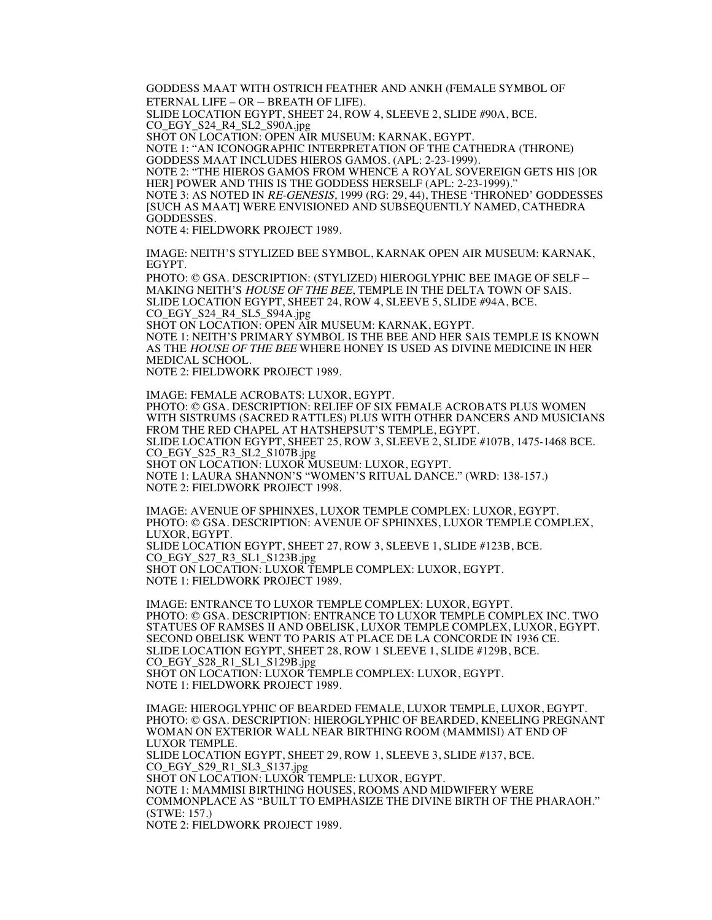GODDESS MAAT WITH OSTRICH FEATHER AND ANKH (FEMALE SYMBOL OF ETERNAL LIFE – OR – BREATH OF LIFE).
SLIDE LOCATION EGYPT, SHEET 24, ROW 4, SLEEVE 2, SLIDE #90A, BCE.
CO_EGY_S24_R4_SL2_S90A.jpg
SHOT ON LOCATION: OPEN AIR MUSEUM: KARNAK, EGYPT.
NOTE 1: "AN ICONOGRAPHIC INTERPRETATION OF THE CATHEDRA (THRONE) GODDESS MAAT INCLUDES HIEROS GAMOS. (APL: 2-23-1999).
NOTE 2: "THE HIEROS GAMOS FROM WHENCE A ROYAL SOVEREIGN GETS HIS [OR HER] POWER AND THIS IS THE GODDESS HERSELF (APL: 2-23-1999)."
NOTE 3: AS NOTED IN *RE-GENESIS,* 1999 (RG: 29, 44), THESE 'THRONED' GODDESSES [SUCH AS MAAT] WERE ENVISIONED AND SUBSEQUENTLY NAMED, CATHEDRA GODDESSES.
NOTE 4: FIELDWORK PROJECT 1989.

IMAGE: NEITH'S STYLIZED BEE SYMBOL, KARNAK OPEN AIR MUSEUM: KARNAK, EGYPT.
PHOTO: © GSA. DESCRIPTION: (STYLIZED) HIEROGLYPHIC BEE IMAGE OF SELF – MAKING NEITH'S *HOUSE OF THE BEE*, TEMPLE IN THE DELTA TOWN OF SAIS.
SLIDE LOCATION EGYPT, SHEET 24, ROW 4, SLEEVE 5, SLIDE #94A, BCE.
CO_EGY_S24_R4_SL5_S94A.jpg
SHOT ON LOCATION: OPEN AIR MUSEUM: KARNAK, EGYPT.
NOTE 1: NEITH'S PRIMARY SYMBOL IS THE BEE AND HER SAIS TEMPLE IS KNOWN AS THE *HOUSE OF THE BEE* WHERE HONEY IS USED AS DIVINE MEDICINE IN HER MEDICAL SCHOOL.
NOTE 2: FIELDWORK PROJECT 1989.

IMAGE: FEMALE ACROBATS: LUXOR, EGYPT.
PHOTO: © GSA. DESCRIPTION: RELIEF OF SIX FEMALE ACROBATS PLUS WOMEN WITH SISTRUMS (SACRED RATTLES) PLUS WITH OTHER DANCERS AND MUSICIANS FROM THE RED CHAPEL AT HATSHEPSUT'S TEMPLE, EGYPT.
SLIDE LOCATION EGYPT, SHEET 25, ROW 3, SLEEVE 2, SLIDE #107B, 1475-1468 BCE.
CO_EGY_S25_R3_SL2_S107B.jpg
SHOT ON LOCATION: LUXOR MUSEUM: LUXOR, EGYPT.
NOTE 1: LAURA SHANNON'S "WOMEN'S RITUAL DANCE." (WRD: 138-157.)
NOTE 2: FIELDWORK PROJECT 1998.

IMAGE: AVENUE OF SPHINXES, LUXOR TEMPLE COMPLEX: LUXOR, EGYPT.
PHOTO: © GSA. DESCRIPTION: AVENUE OF SPHINXES, LUXOR TEMPLE COMPLEX, LUXOR, EGYPT.
SLIDE LOCATION EGYPT, SHEET 27, ROW 3, SLEEVE 1, SLIDE #123B, BCE.
CO_EGY_S27_R3_SL1_S123B.jpg
SHOT ON LOCATION: LUXOR TEMPLE COMPLEX: LUXOR, EGYPT.
NOTE 1: FIELDWORK PROJECT 1989.

IMAGE: ENTRANCE TO LUXOR TEMPLE COMPLEX: LUXOR, EGYPT.
PHOTO: © GSA. DESCRIPTION: ENTRANCE TO LUXOR TEMPLE COMPLEX INC. TWO STATUES OF RAMSES II AND OBELISK, LUXOR TEMPLE COMPLEX, LUXOR, EGYPT. SECOND OBELISK WENT TO PARIS AT PLACE DE LA CONCORDE IN 1936 CE.
SLIDE LOCATION EGYPT, SHEET 28, ROW 1 SLEEVE 1, SLIDE #129B, BCE.
CO_EGY_S28_R1_SL1_S129B.jpg
SHOT ON LOCATION: LUXOR TEMPLE COMPLEX: LUXOR, EGYPT.
NOTE 1: FIELDWORK PROJECT 1989.

IMAGE: HIEROGLYPHIC OF BEARDED FEMALE, LUXOR TEMPLE, LUXOR, EGYPT.
PHOTO: © GSA. DESCRIPTION: HIEROGLYPHIC OF BEARDED, KNEELING PREGNANT WOMAN ON EXTERIOR WALL NEAR BIRTHING ROOM (MAMMISI) AT END OF LUXOR TEMPLE.
SLIDE LOCATION EGYPT, SHEET 29, ROW 1, SLEEVE 3, SLIDE #137, BCE.
CO_EGY_S29_R1_SL3_S137.jpg
SHOT ON LOCATION: LUXOR TEMPLE: LUXOR, EGYPT.
NOTE 1: MAMMISI BIRTHING HOUSES, ROOMS AND MIDWIFERY WERE COMMONPLACE AS "BUILT TO EMPHASIZE THE DIVINE BIRTH OF THE PHARAOH." (STWE: 157.)
NOTE 2: FIELDWORK PROJECT 1989.